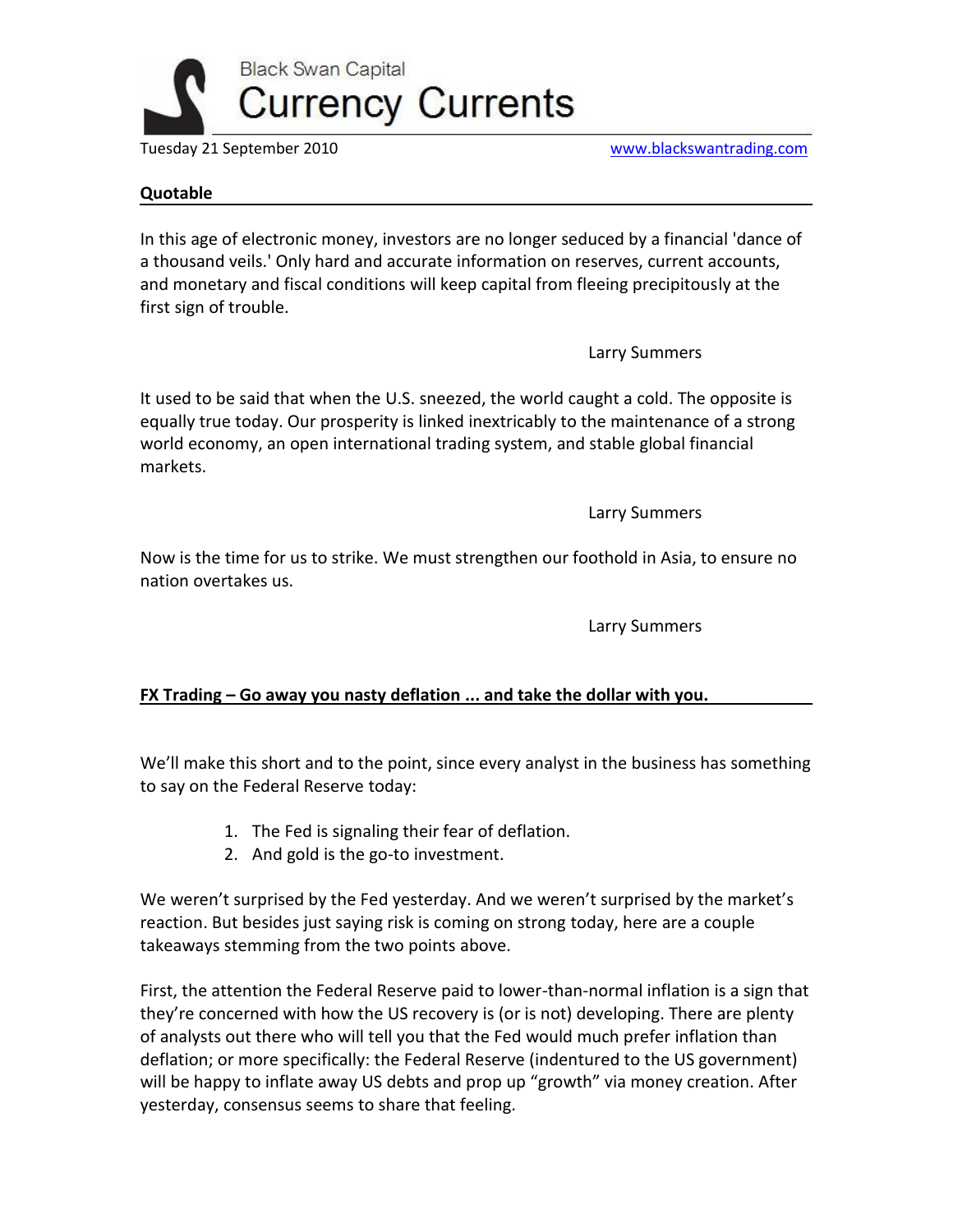Black Swan Capital

# Currency Currents

Tuesday 21 September 2010 www.blackswantrading.com

## Quotable

In this age of electronic money, investors are no longer seduced by a financial 'dance of a thousand veils.' Only hard and accurate information on reserves, current accounts, and monetary and fiscal conditions will keep capital from fleeing precipitously at the first sign of trouble.

Larry Summers

It used to be said that when the U.S. sneezed, the world caught a cold. The opposite is equally true today. Our prosperity is linked inextricably to the maintenance of a strong world economy, an open international trading system, and stable global financial markets.

Larry Summers

Now is the time for us to strike. We must strengthen our foothold in Asia, to ensure no nation overtakes us.

Larry Summers

## FX Trading – Go away you nasty deflation ... and take the dollar with you.

We'll make this short and to the point, since every analyst in the business has something to say on the Federal Reserve today:

1. The Fed is signaling their fear of deflation.
2. And gold is the go-to investment.

We weren't surprised by the Fed yesterday. And we weren't surprised by the market's reaction. But besides just saying risk is coming on strong today, here are a couple takeaways stemming from the two points above.

First, the attention the Federal Reserve paid to lower-than-normal inflation is a sign that they're concerned with how the US recovery is (or is not) developing. There are plenty of analysts out there who will tell you that the Fed would much prefer inflation than deflation; or more specifically: the Federal Reserve (indentured to the US government) will be happy to inflate away US debts and prop up "growth" via money creation. After yesterday, consensus seems to share that feeling.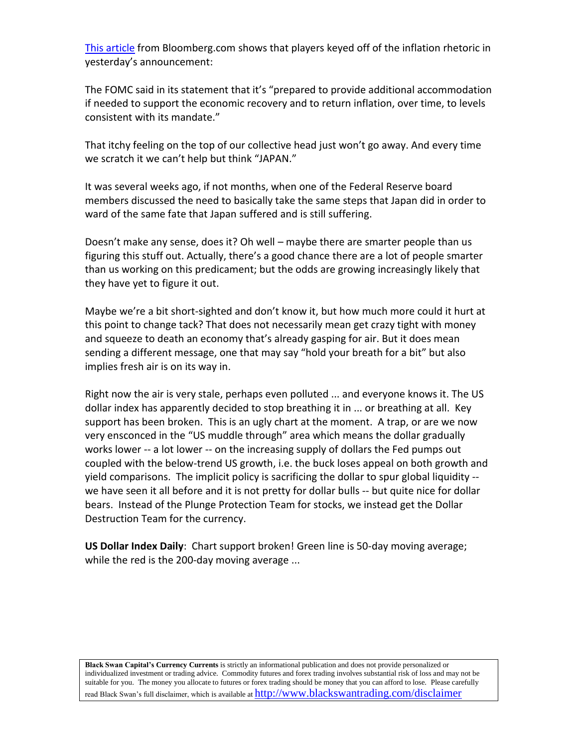This article from Bloomberg.com shows that players keyed off of the inflation rhetoric in yesterday's announcement:

The FOMC said in its statement that it's "prepared to provide additional accommodation if needed to support the economic recovery and to return inflation, over time, to levels consistent with its mandate."

That itchy feeling on the top of our collective head just won't go away. And every time we scratch it we can't help but think "JAPAN."

It was several weeks ago, if not months, when one of the Federal Reserve board members discussed the need to basically take the same steps that Japan did in order to ward of the same fate that Japan suffered and is still suffering.

Doesn't make any sense, does it? Oh well – maybe there are smarter people than us figuring this stuff out. Actually, there's a good chance there are a lot of people smarter than us working on this predicament; but the odds are growing increasingly likely that they have yet to figure it out.

Maybe we're a bit short-sighted and don't know it, but how much more could it hurt at this point to change tack? That does not necessarily mean get crazy tight with money and squeeze to death an economy that's already gasping for air. But it does mean sending a different message, one that may say "hold your breath for a bit" but also implies fresh air is on its way in.

Right now the air is very stale, perhaps even polluted ... and everyone knows it. The US dollar index has apparently decided to stop breathing it in ... or breathing at all. Key support has been broken. This is an ugly chart at the moment. A trap, or are we now very ensconced in the "US muddle through" area which means the dollar gradually works lower -- a lot lower -- on the increasing supply of dollars the Fed pumps out coupled with the below-trend US growth, i.e. the buck loses appeal on both growth and yield comparisons. The implicit policy is sacrificing the dollar to spur global liquidity -- we have seen it all before and it is not pretty for dollar bulls -- but quite nice for dollar bears. Instead of the Plunge Protection Team for stocks, we instead get the Dollar Destruction Team for the currency.

**US Dollar Index Daily**: Chart support broken! Green line is 50-day moving average; while the red is the 200-day moving average ...

**Black Swan Capital's Currency Currents** is strictly an informational publication and does not provide personalized or individualized investment or trading advice. Commodity futures and forex trading involves substantial risk of loss and may not be suitable for you. The money you allocate to futures or forex trading should be money that you can afford to lose. Please carefully read Black Swan's full disclaimer, which is available at http://www.blackswantrading.com/disclaimer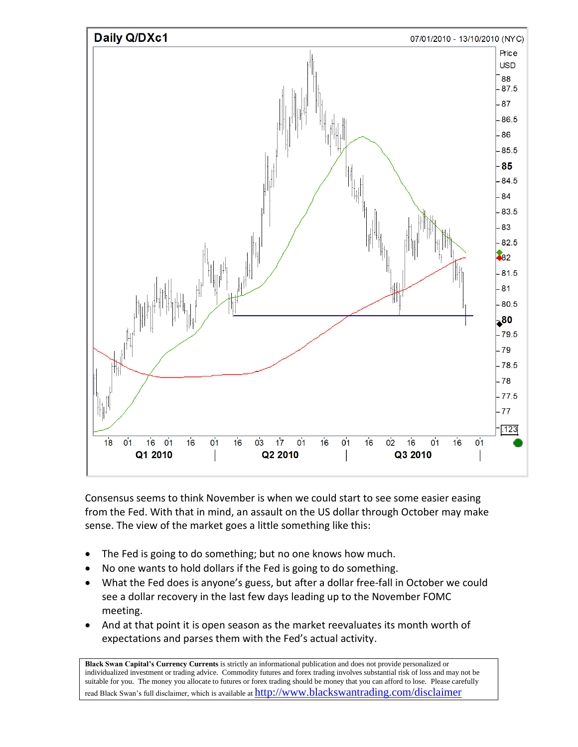Consensus seems to think November is when we could start to see some easier easing from the Fed. With that in mind, an assault on the US dollar through October may make sense. The view of the market goes a little something like this:

- The Fed is going to do something; but no one knows how much.
- No one wants to hold dollars if the Fed is going to do something.
- What the Fed does is anyone's guess, but after a dollar free-fall in October we could see a dollar recovery in the last few days leading up to the November FOMC meeting.
- And at that point it is open season as the market reevaluates its month worth of expectations and parses them with the Fed's actual activity.

**Black Swan Capital's Currency Currents** is strictly an informational publication and does not provide personalized or individualized investment or trading advice. Commodity futures and forex trading involves substantial risk of loss and may not be suitable for you. The money you allocate to futures or forex trading should be money that you can afford to lose. Please carefully read Black Swan's full disclaimer, which is available at http://www.blackswantrading.com/disclaimer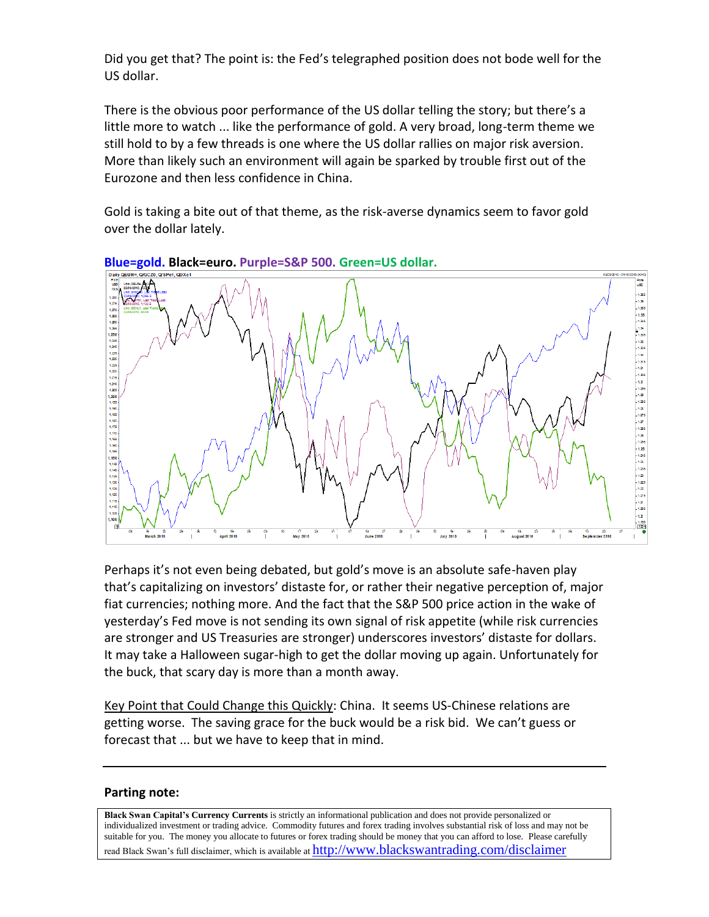Did you get that? The point is: the Fed's telegraphed position does not bode well for the US dollar.

There is the obvious poor performance of the US dollar telling the story; but there's a little more to watch ... like the performance of gold. A very broad, long-term theme we still hold to by a few threads is one where the US dollar rallies on major risk aversion. More than likely such an environment will again be sparked by trouble first out of the Eurozone and then less confidence in China.

Gold is taking a bite out of that theme, as the risk-averse dynamics seem to favor gold over the dollar lately.

**Blue=gold. Black=euro. Purple=S&P 500. Green=US dollar.**

Perhaps it's not even being debated, but gold's move is an absolute safe-haven play that's capitalizing on investors' distaste for, or rather their negative perception of, major fiat currencies; nothing more. And the fact that the S&P 500 price action in the wake of yesterday's Fed move is not sending its own signal of risk appetite (while risk currencies are stronger and US Treasuries are stronger) underscores investors' distaste for dollars. It may take a Halloween sugar-high to get the dollar moving up again. Unfortunately for the buck, that scary day is more than a month away.

Key Point that Could Change this Quickly: China. It seems US-Chinese relations are getting worse. The saving grace for the buck would be a risk bid. We can't guess or forecast that ... but we have to keep that in mind.

---

**Parting note:**

**Black Swan Capital's Currency Currents** is strictly an informational publication and does not provide personalized or individualized investment or trading advice. Commodity futures and forex trading involves substantial risk of loss and may not be suitable for you. The money you allocate to futures or forex trading should be money that you can afford to lose. Please carefully read Black Swan's full disclaimer, which is available at http://www.blackswantrading.com/disclaimer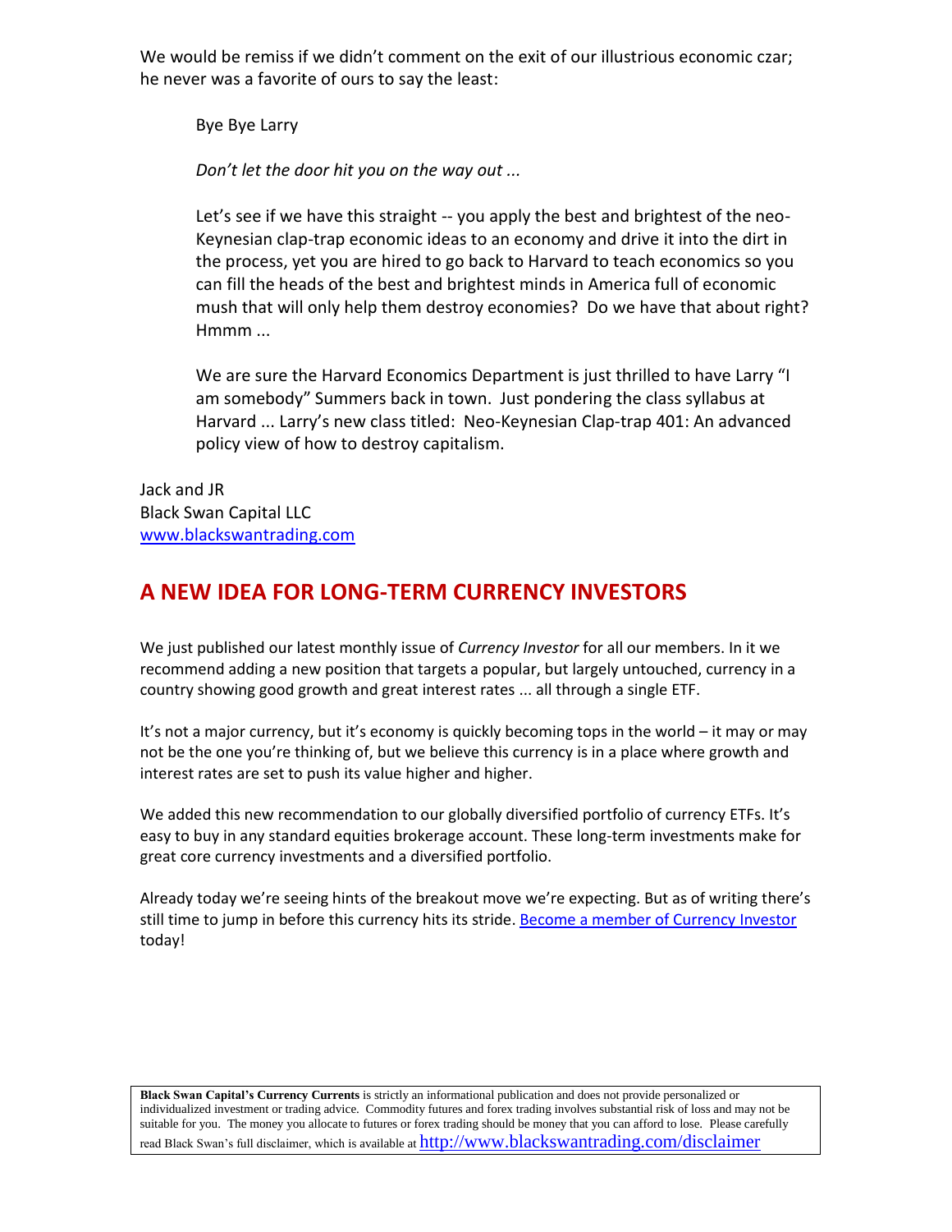We would be remiss if we didn't comment on the exit of our illustrious economic czar; he never was a favorite of ours to say the least:

> Bye Bye Larry
>
> *Don't let the door hit you on the way out ...*
>
> Let's see if we have this straight -- you apply the best and brightest of the neo-Keynesian clap-trap economic ideas to an economy and drive it into the dirt in the process, yet you are hired to go back to Harvard to teach economics so you can fill the heads of the best and brightest minds in America full of economic mush that will only help them destroy economies? Do we have that about right? Hmmm ...
>
> We are sure the Harvard Economics Department is just thrilled to have Larry "I am somebody" Summers back in town. Just pondering the class syllabus at Harvard ... Larry's new class titled: Neo-Keynesian Clap-trap 401: An advanced policy view of how to destroy capitalism.

Jack and JR
Black Swan Capital LLC
[www.blackswantrading.com](http://www.blackswantrading.com)

## A NEW IDEA FOR LONG-TERM CURRENCY INVESTORS

We just published our latest monthly issue of *Currency Investor* for all our members. In it we recommend adding a new position that targets a popular, but largely untouched, currency in a country showing good growth and great interest rates ... all through a single ETF.

It's not a major currency, but it's economy is quickly becoming tops in the world – it may or may not be the one you're thinking of, but we believe this currency is in a place where growth and interest rates are set to push its value higher and higher.

We added this new recommendation to our globally diversified portfolio of currency ETFs. It's easy to buy in any standard equities brokerage account. These long-term investments make for great core currency investments and a diversified portfolio.

Already today we're seeing hints of the breakout move we're expecting. But as of writing there's still time to jump in before this currency hits its stride. Become a member of Currency Investor today!

**Black Swan Capital's Currency Currents** is strictly an informational publication and does not provide personalized or individualized investment or trading advice. Commodity futures and forex trading involves substantial risk of loss and may not be suitable for you. The money you allocate to futures or forex trading should be money that you can afford to lose. Please carefully read Black Swan's full disclaimer, which is available at [http://www.blackswantrading.com/disclaimer](http://www.blackswantrading.com/disclaimer)